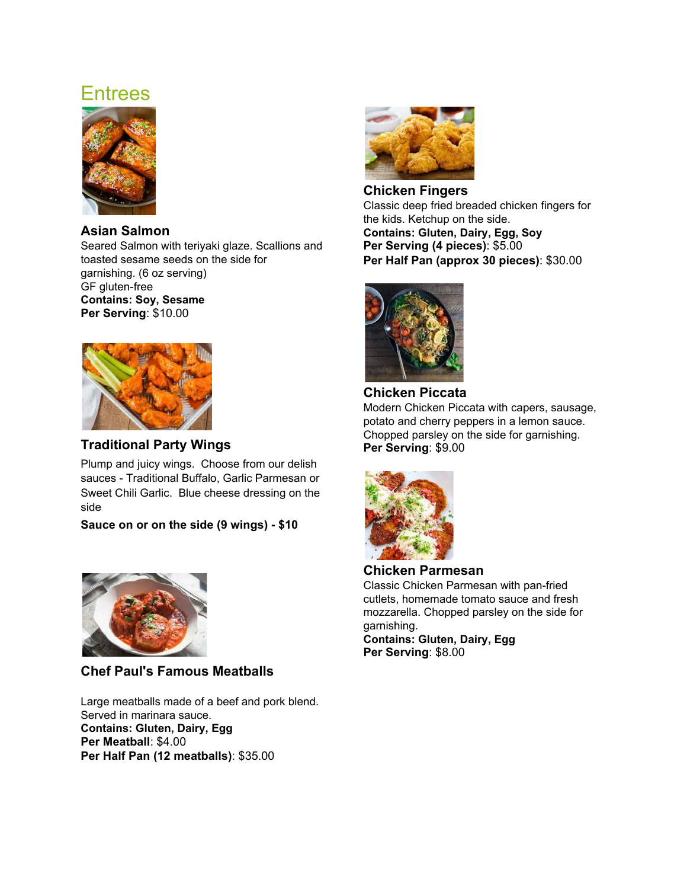# Entrees

### Asian Salmon

Seared Salmon with teriyaki glaze. Scallions and toasted sesame seeds on the side for garnishing. (6 oz serving)
GF gluten-free
**Contains: Soy, Sesame**
**Per Serving**: $10.00

### Traditional Party Wings

Plump and juicy wings. Choose from our delish sauces - Traditional Buffalo, Garlic Parmesan or Sweet Chili Garlic. Blue cheese dressing on the side

**Sauce on or on the side (9 wings) - $10**

### Chef Paul's Famous Meatballs

Large meatballs made of a beef and pork blend. Served in marinara sauce.
**Contains: Gluten, Dairy, Egg**
**Per Meatball**: $4.00
**Per Half Pan (12 meatballs)**: $35.00

### Chicken Fingers

Classic deep fried breaded chicken fingers for the kids. Ketchup on the side.
**Contains: Gluten, Dairy, Egg, Soy**
**Per Serving (4 pieces)**: $5.00
**Per Half Pan (approx 30 pieces)**: $30.00

### Chicken Piccata

Modern Chicken Piccata with capers, sausage, potato and cherry peppers in a lemon sauce. Chopped parsley on the side for garnishing.
**Per Serving**: $9.00

### Chicken Parmesan

Classic Chicken Parmesan with pan-fried cutlets, homemade tomato sauce and fresh mozzarella. Chopped parsley on the side for garnishing.
**Contains: Gluten, Dairy, Egg**
**Per Serving**: $8.00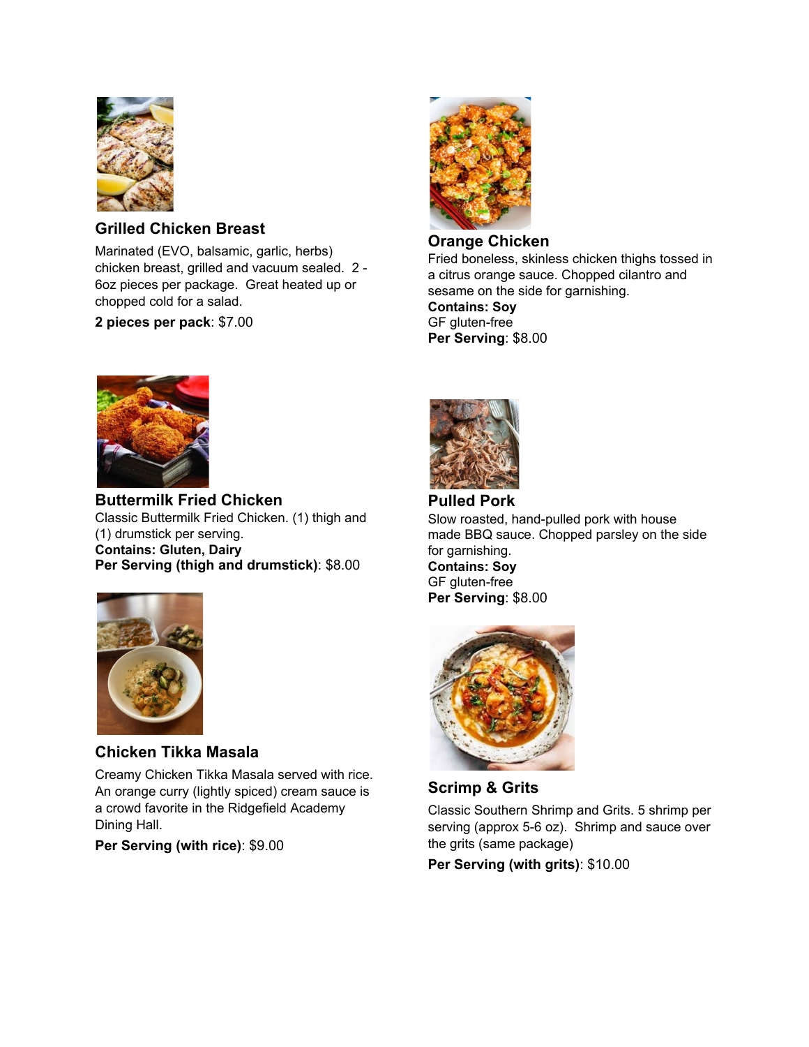## Grilled Chicken Breast

Marinated (EVO, balsamic, garlic, herbs) chicken breast, grilled and vacuum sealed. 2 - 6oz pieces per package. Great heated up or chopped cold for a salad.

**2 pieces per pack**: $7.00

## Orange Chicken

Fried boneless, skinless chicken thighs tossed in a citrus orange sauce. Chopped cilantro and sesame on the side for garnishing.

**Contains: Soy**

GF gluten-free

**Per Serving**: $8.00

## Buttermilk Fried Chicken

Classic Buttermilk Fried Chicken. (1) thigh and (1) drumstick per serving.

**Contains: Gluten, Dairy**

**Per Serving (thigh and drumstick)**: $8.00

## Pulled Pork

Slow roasted, hand-pulled pork with house made BBQ sauce. Chopped parsley on the side for garnishing.

**Contains: Soy**

GF gluten-free

**Per Serving**: $8.00

## Chicken Tikka Masala

Creamy Chicken Tikka Masala served with rice. An orange curry (lightly spiced) cream sauce is a crowd favorite in the Ridgefield Academy Dining Hall.

**Per Serving (with rice)**: $9.00

## Scrimp & Grits

Classic Southern Shrimp and Grits. 5 shrimp per serving (approx 5-6 oz). Shrimp and sauce over the grits (same package)

**Per Serving (with grits)**: $10.00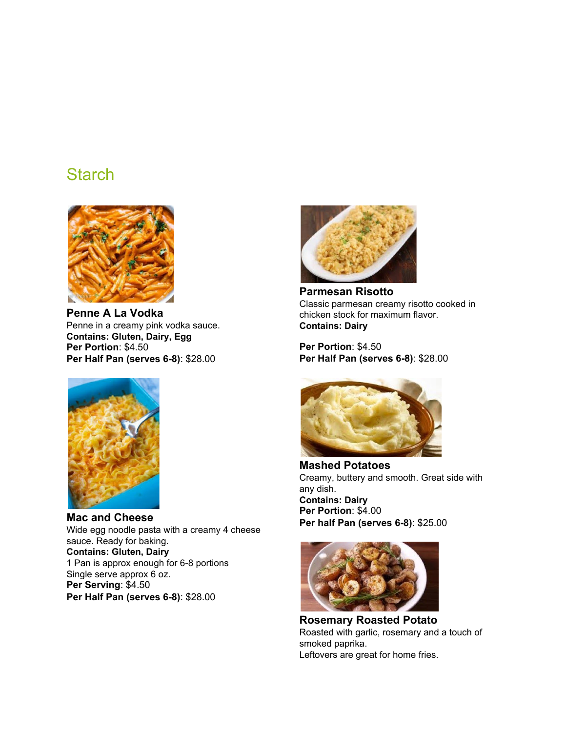## Starch

**Penne A La Vodka**
Penne in a creamy pink vodka sauce.
**Contains: Gluten, Dairy, Egg**
**Per Portion**: $4.50
**Per Half Pan (serves 6-8)**: $28.00

**Mac and Cheese**
Wide egg noodle pasta with a creamy 4 cheese sauce. Ready for baking.
**Contains: Gluten, Dairy**
1 Pan is approx enough for 6-8 portions
Single serve approx 6 oz.
**Per Serving**: $4.50
**Per Half Pan (serves 6-8)**: $28.00

**Parmesan Risotto**
Classic parmesan creamy risotto cooked in chicken stock for maximum flavor.
**Contains: Dairy**

**Per Portion**: $4.50
**Per Half Pan (serves 6-8)**: $28.00

**Mashed Potatoes**
Creamy, buttery and smooth. Great side with any dish.
**Contains: Dairy**
**Per Portion**: $4.00
**Per half Pan (serves 6-8)**: $25.00

**Rosemary Roasted Potato**
Roasted with garlic, rosemary and a touch of smoked paprika.
Leftovers are great for home fries.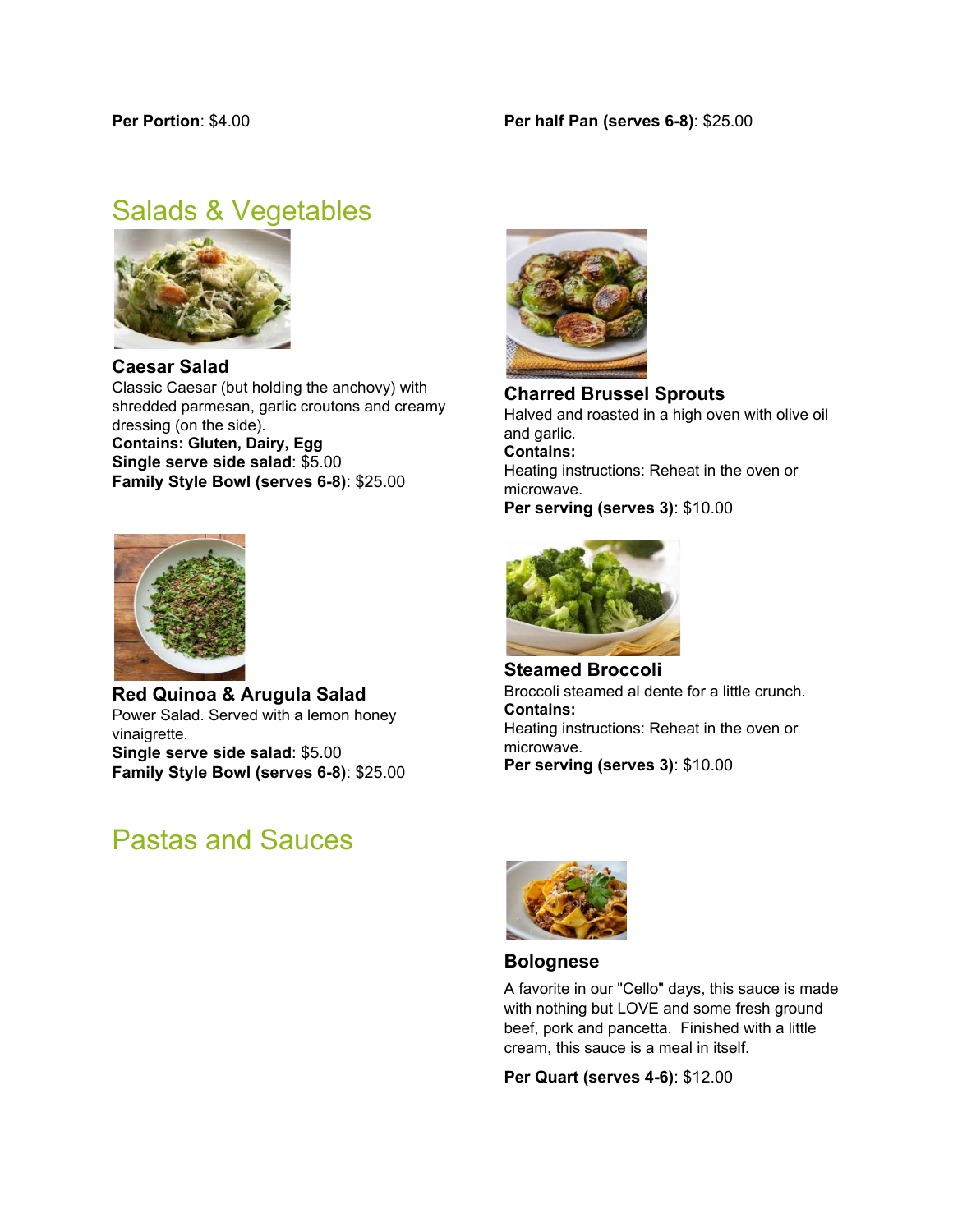**Per Portion**: $4.00

**Per half Pan (serves 6-8)**: $25.00

## Salads & Vegetables

### Caesar Salad

Classic Caesar (but holding the anchovy) with shredded parmesan, garlic croutons and creamy dressing (on the side).

**Contains: Gluten, Dairy, Egg**

**Single serve side salad**: $5.00

**Family Style Bowl (serves 6-8)**: $25.00

### Red Quinoa & Arugula Salad

Power Salad. Served with a lemon honey vinaigrette.

**Single serve side salad**: $5.00

**Family Style Bowl (serves 6-8)**: $25.00

### Charred Brussel Sprouts

Halved and roasted in a high oven with olive oil and garlic.

**Contains:**

Heating instructions: Reheat in the oven or microwave.

**Per serving (serves 3)**: $10.00

### Steamed Broccoli

Broccoli steamed al dente for a little crunch.

**Contains:**

Heating instructions: Reheat in the oven or microwave.

**Per serving (serves 3)**: $10.00

## Pastas and Sauces

### Bolognese

A favorite in our "Cello" days, this sauce is made with nothing but LOVE and some fresh ground beef, pork and pancetta. Finished with a little cream, this sauce is a meal in itself.

**Per Quart (serves 4-6)**: $12.00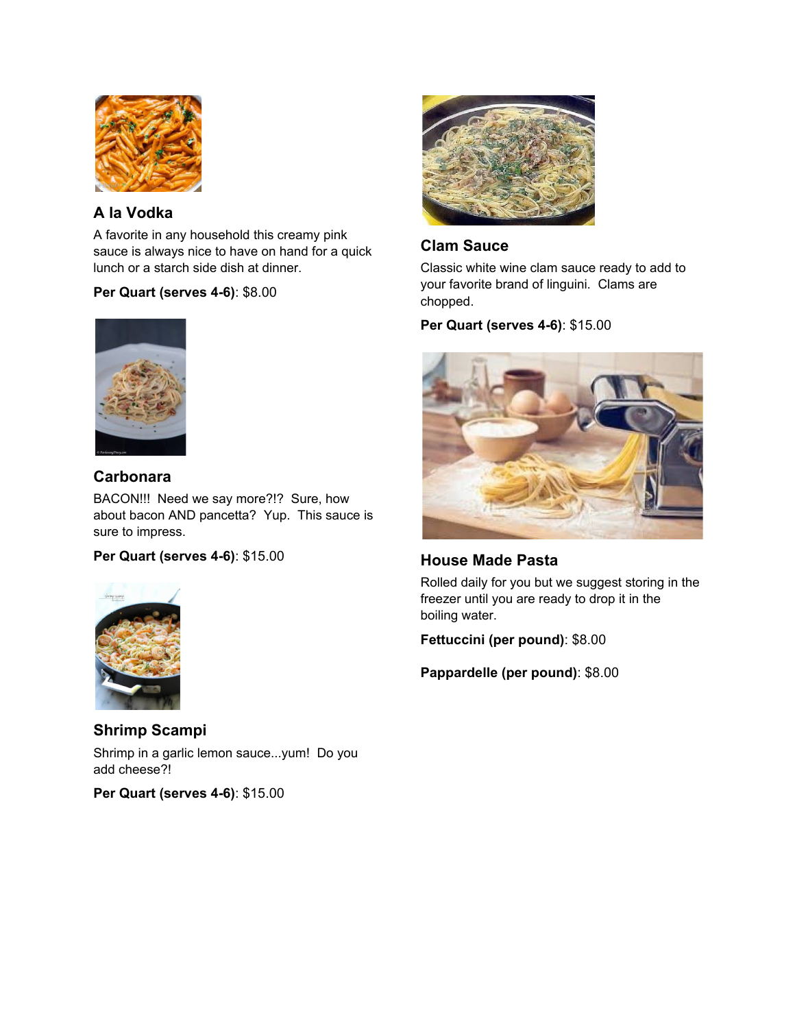### A la Vodka

A favorite in any household this creamy pink sauce is always nice to have on hand for a quick lunch or a starch side dish at dinner.

**Per Quart (serves 4-6)**: $8.00

### Carbonara

BACON!!! Need we say more?!? Sure, how about bacon AND pancetta? Yup. This sauce is sure to impress.

**Per Quart (serves 4-6)**: $15.00

### Shrimp Scampi

Shrimp in a garlic lemon sauce...yum! Do you add cheese?!

**Per Quart (serves 4-6)**: $15.00

### Clam Sauce

Classic white wine clam sauce ready to add to your favorite brand of linguini. Clams are chopped.

**Per Quart (serves 4-6)**: $15.00

### House Made Pasta

Rolled daily for you but we suggest storing in the freezer until you are ready to drop it in the boiling water.

**Fettuccini (per pound)**: $8.00

**Pappardelle (per pound)**: $8.00